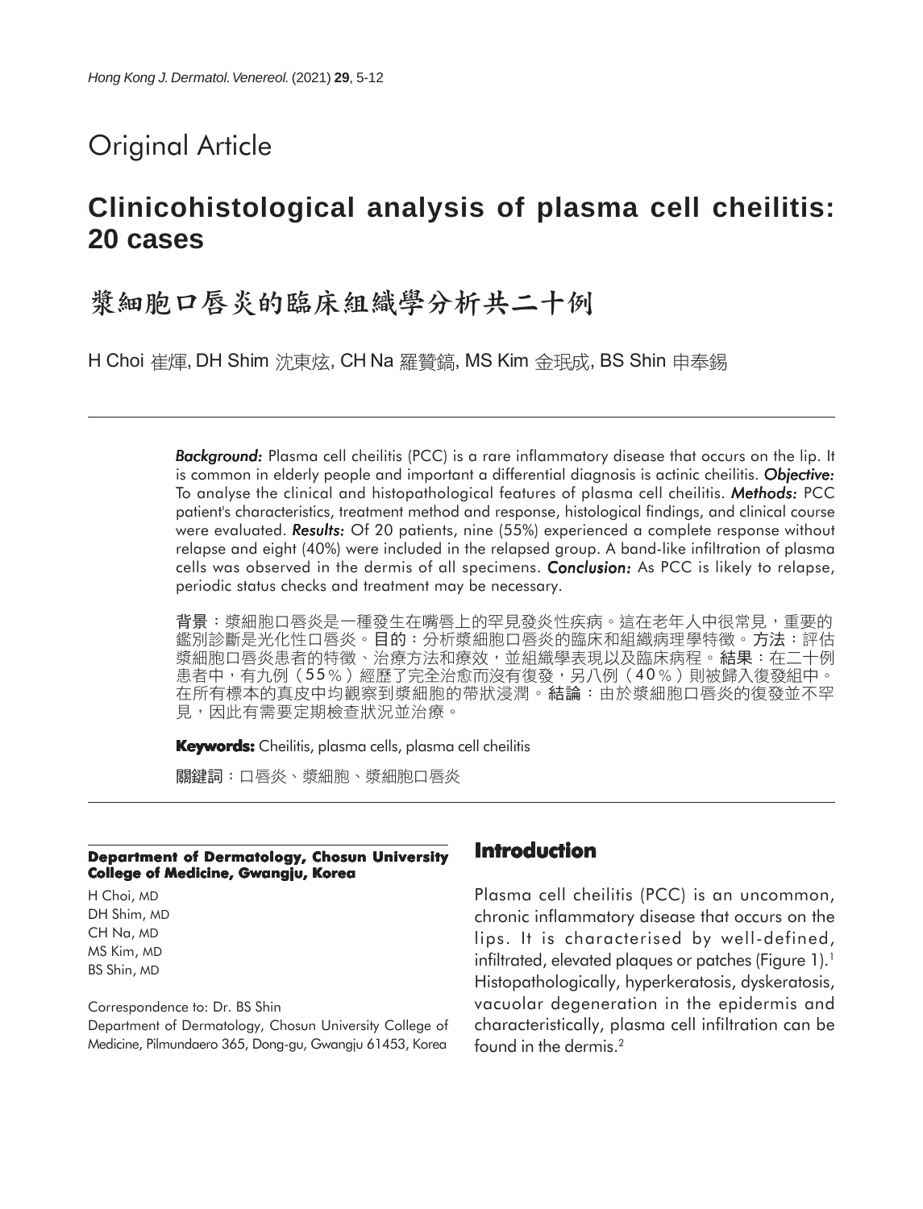Original Article

# Clinicohistological analysis of plasma cell cheilitis: 20 cases

# 漿細胞口唇炎的臨床組織學分析共二十例

H Choi 崔煇, DH Shim 沈東炫, CH Na 羅贊鎬, MS Kim 金珉成, BS Shin 申奉錫

***Background:*** Plasma cell cheilitis (PCC) is a rare inflammatory disease that occurs on the lip. It is common in elderly people and important a differential diagnosis is actinic cheilitis. ***Objective:*** To analyse the clinical and histopathological features of plasma cell cheilitis. ***Methods:*** PCC patient's characteristics, treatment method and response, histological findings, and clinical course were evaluated. ***Results:*** Of 20 patients, nine (55%) experienced a complete response without relapse and eight (40%) were included in the relapsed group. A band-like infiltration of plasma cells was observed in the dermis of all specimens. ***Conclusion:*** As PCC is likely to relapse, periodic status checks and treatment may be necessary.

**背景**：漿細胞口唇炎是一種發生在嘴唇上的罕見發炎性疾病。這在老年人中很常見，重要的鑑別診斷是光化性口唇炎。**目的**：分析漿細胞口唇炎的臨床和組織病理學特徵。**方法**：評估漿細胞口唇炎患者的特徵、治療方法和療效，並組織學表現以及臨床病程。**結果**：在二十例患者中，有九例（55%）經歷了完全治愈而沒有復發，另八例（40%）則被歸入復發組中。在所有標本的真皮中均觀察到漿細胞的帶狀浸潤。**結論**：由於漿細胞口唇炎的復發並不罕見，因此有需要定期檢查狀況並治療。

**Keywords:** Cheilitis, plasma cells, plasma cell cheilitis

**關鍵詞**：口唇炎、漿細胞、漿細胞口唇炎

**Department of Dermatology, Chosun University College of Medicine, Gwangju, Korea**

H Choi, MD
DH Shim, MD
CH Na, MD
MS Kim, MD
BS Shin, MD

Correspondence to: Dr. BS Shin
Department of Dermatology, Chosun University College of Medicine, Pilmundaero 365, Dong-gu, Gwangju 61453, Korea

## Introduction

Plasma cell cheilitis (PCC) is an uncommon, chronic inflammatory disease that occurs on the lips. It is characterised by well-defined, infiltrated, elevated plaques or patches (Figure 1).[1] Histopathologically, hyperkeratosis, dyskeratosis, vacuolar degeneration in the epidermis and characteristically, plasma cell infiltration can be found in the dermis.[2]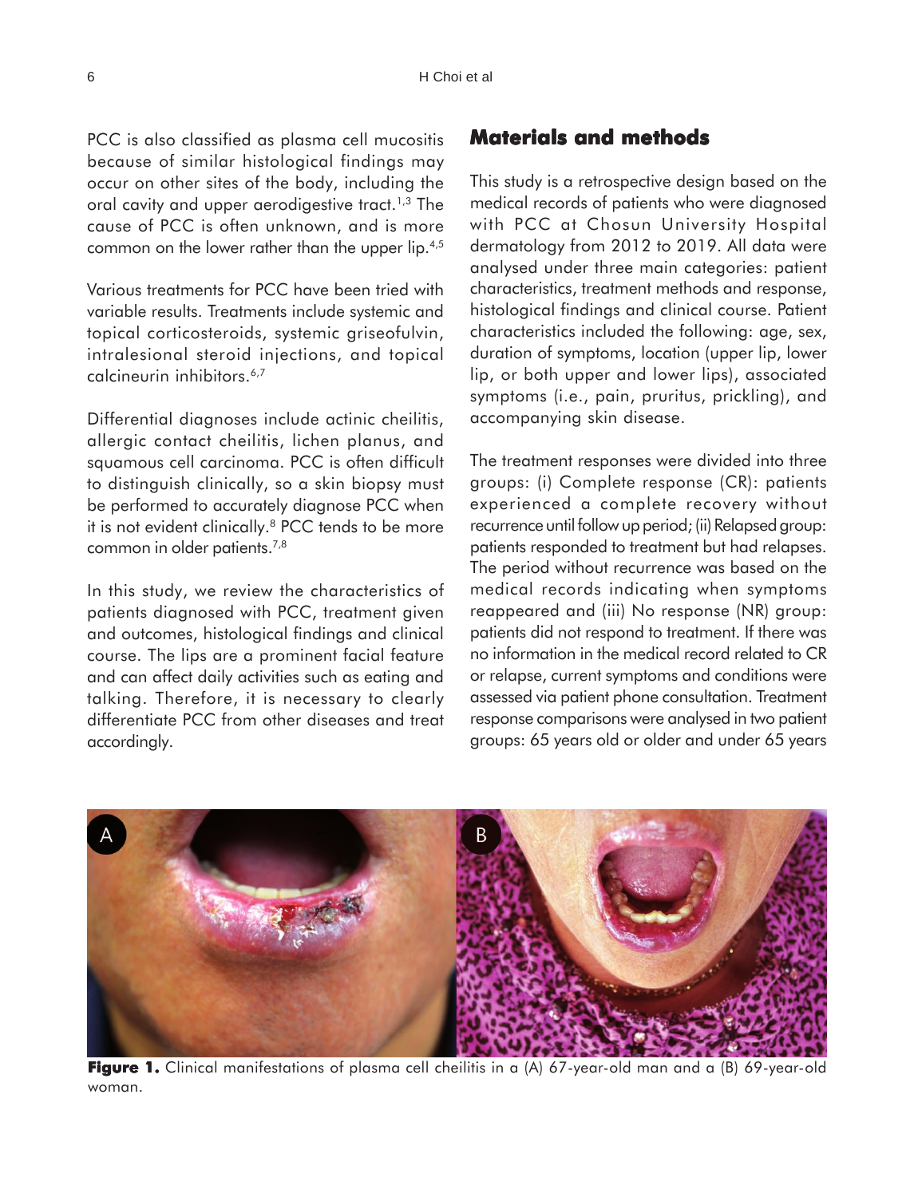PCC is also classified as plasma cell mucositis because of similar histological findings may occur on other sites of the body, including the oral cavity and upper aerodigestive tract.[1,3] The cause of PCC is often unknown, and is more common on the lower rather than the upper lip.[4,5]

Various treatments for PCC have been tried with variable results. Treatments include systemic and topical corticosteroids, systemic griseofulvin, intralesional steroid injections, and topical calcineurin inhibitors.[6,7]

Differential diagnoses include actinic cheilitis, allergic contact cheilitis, lichen planus, and squamous cell carcinoma. PCC is often difficult to distinguish clinically, so a skin biopsy must be performed to accurately diagnose PCC when it is not evident clinically.[8] PCC tends to be more common in older patients.[7,8]

In this study, we review the characteristics of patients diagnosed with PCC, treatment given and outcomes, histological findings and clinical course. The lips are a prominent facial feature and can affect daily activities such as eating and talking. Therefore, it is necessary to clearly differentiate PCC from other diseases and treat accordingly.

## Materials and methods

This study is a retrospective design based on the medical records of patients who were diagnosed with PCC at Chosun University Hospital dermatology from 2012 to 2019. All data were analysed under three main categories: patient characteristics, treatment methods and response, histological findings and clinical course. Patient characteristics included the following: age, sex, duration of symptoms, location (upper lip, lower lip, or both upper and lower lips), associated symptoms (i.e., pain, pruritus, prickling), and accompanying skin disease.

The treatment responses were divided into three groups: (i) Complete response (CR): patients experienced a complete recovery without recurrence until follow up period; (ii) Relapsed group: patients responded to treatment but had relapses. The period without recurrence was based on the medical records indicating when symptoms reappeared and (iii) No response (NR) group: patients did not respond to treatment. If there was no information in the medical record related to CR or relapse, current symptoms and conditions were assessed via patient phone consultation. Treatment response comparisons were analysed in two patient groups: 65 years old or older and under 65 years

**Figure 1.** Clinical manifestations of plasma cell cheilitis in a (A) 67-year-old man and a (B) 69-year-old woman.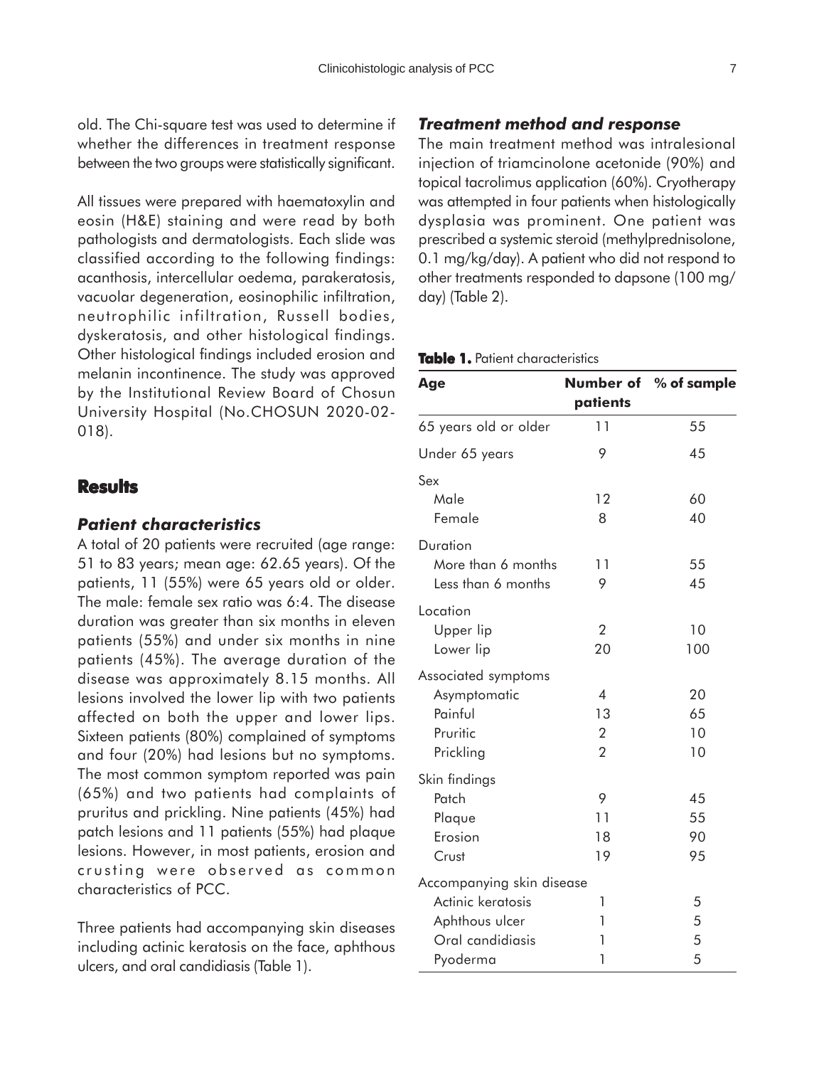old. The Chi-square test was used to determine if whether the differences in treatment response between the two groups were statistically significant.

All tissues were prepared with haematoxylin and eosin (H&E) staining and were read by both pathologists and dermatologists. Each slide was classified according to the following findings: acanthosis, intercellular oedema, parakeratosis, vacuolar degeneration, eosinophilic infiltration, neutrophilic infiltration, Russell bodies, dyskeratosis, and other histological findings. Other histological findings included erosion and melanin incontinence. The study was approved by the Institutional Review Board of Chosun University Hospital (No.CHOSUN 2020-02-018).

## Results

### *Patient characteristics*

A total of 20 patients were recruited (age range: 51 to 83 years; mean age: 62.65 years). Of the patients, 11 (55%) were 65 years old or older. The male: female sex ratio was 6:4. The disease duration was greater than six months in eleven patients (55%) and under six months in nine patients (45%). The average duration of the disease was approximately 8.15 months. All lesions involved the lower lip with two patients affected on both the upper and lower lips. Sixteen patients (80%) complained of symptoms and four (20%) had lesions but no symptoms. The most common symptom reported was pain (65%) and two patients had complaints of pruritus and prickling. Nine patients (45%) had patch lesions and 11 patients (55%) had plaque lesions. However, in most patients, erosion and crusting were observed as common characteristics of PCC.

Three patients had accompanying skin diseases including actinic keratosis on the face, aphthous ulcers, and oral candidiasis (Table 1).

### *Treatment method and response*

The main treatment method was intralesional injection of triamcinolone acetonide (90%) and topical tacrolimus application (60%). Cryotherapy was attempted in four patients when histologically dysplasia was prominent. One patient was prescribed a systemic steroid (methylprednisolone, 0.1 mg/kg/day). A patient who did not respond to other treatments responded to dapsone (100 mg/day) (Table 2).

**Table 1.** Patient characteristics

| Age | Number of patients | % of sample |
|---|---|---|
| 65 years old or older | 11 | 55 |
| Under 65 years | 9 | 45 |
| Sex | | |
| Male | 12 | 60 |
| Female | 8 | 40 |
| Duration | | |
| More than 6 months | 11 | 55 |
| Less than 6 months | 9 | 45 |
| Location | | |
| Upper lip | 2 | 10 |
| Lower lip | 20 | 100 |
| Associated symptoms | | |
| Asymptomatic | 4 | 20 |
| Painful | 13 | 65 |
| Pruritic | 2 | 10 |
| Prickling | 2 | 10 |
| Skin findings | | |
| Patch | 9 | 45 |
| Plaque | 11 | 55 |
| Erosion | 18 | 90 |
| Crust | 19 | 95 |
| Accompanying skin disease | | |
| Actinic keratosis | 1 | 5 |
| Aphthous ulcer | 1 | 5 |
| Oral candidiasis | 1 | 5 |
| Pyoderma | 1 | 5 |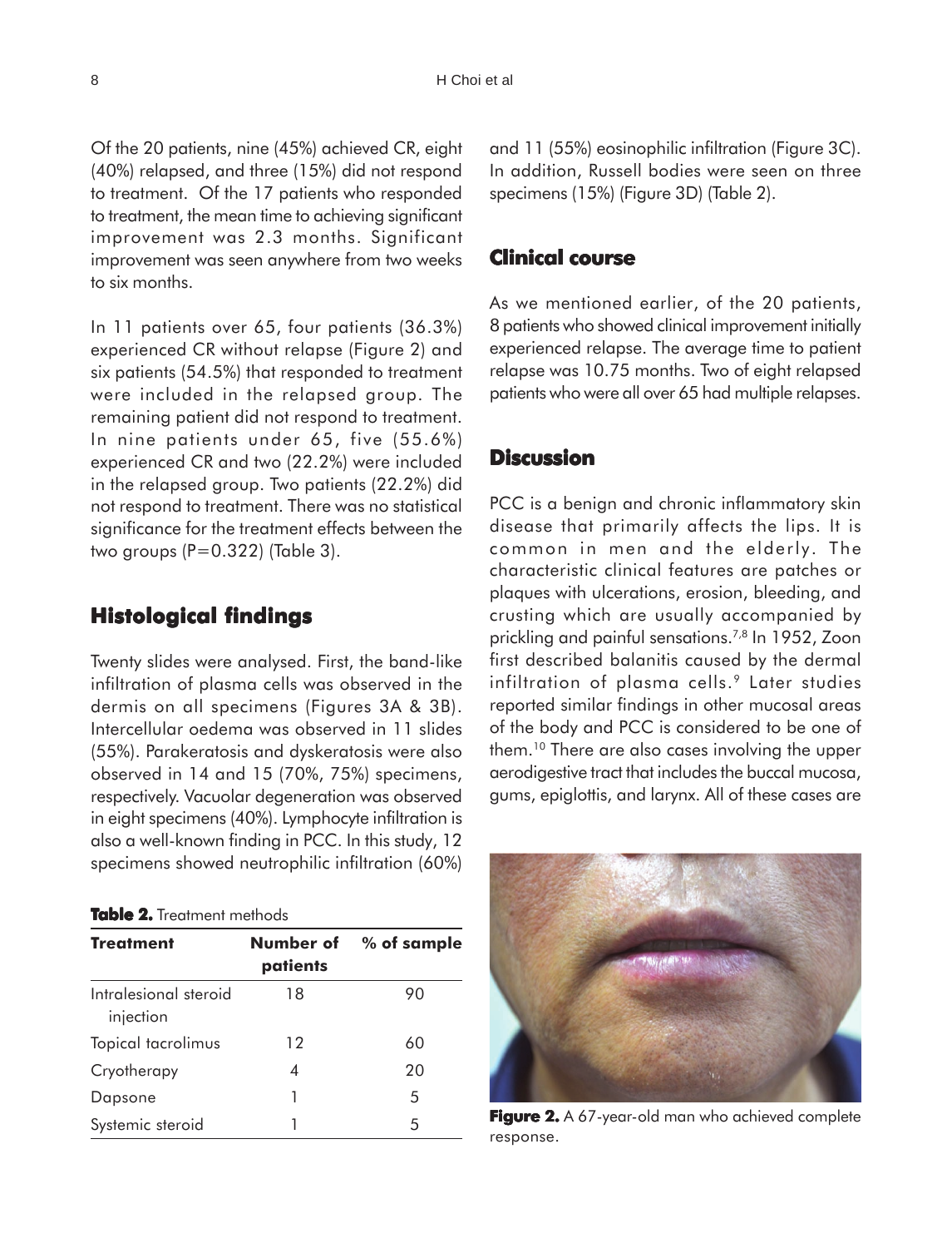Of the 20 patients, nine (45%) achieved CR, eight (40%) relapsed, and three (15%) did not respond to treatment. Of the 17 patients who responded to treatment, the mean time to achieving significant improvement was 2.3 months. Significant improvement was seen anywhere from two weeks to six months.

In 11 patients over 65, four patients (36.3%) experienced CR without relapse (Figure 2) and six patients (54.5%) that responded to treatment were included in the relapsed group. The remaining patient did not respond to treatment. In nine patients under 65, five (55.6%) experienced CR and two (22.2%) were included in the relapsed group. Two patients (22.2%) did not respond to treatment. There was no statistical significance for the treatment effects between the two groups (P=0.322) (Table 3).

## Histological findings

Twenty slides were analysed. First, the band-like infiltration of plasma cells was observed in the dermis on all specimens (Figures 3A & 3B). Intercellular oedema was observed in 11 slides (55%). Parakeratosis and dyskeratosis were also observed in 14 and 15 (70%, 75%) specimens, respectively. Vacuolar degeneration was observed in eight specimens (40%). Lymphocyte infiltration is also a well-known finding in PCC. In this study, 12 specimens showed neutrophilic infiltration (60%) and 11 (55%) eosinophilic infiltration (Figure 3C). In addition, Russell bodies were seen on three specimens (15%) (Figure 3D) (Table 2).

**Table 2.** Treatment methods

| Treatment | Number of patients | % of sample |
|---|---|---|
| Intralesional steroid injection | 18 | 90 |
| Topical tacrolimus | 12 | 60 |
| Cryotherapy | 4 | 20 |
| Dapsone | 1 | 5 |
| Systemic steroid | 1 | 5 |

## Clinical course

As we mentioned earlier, of the 20 patients, 8 patients who showed clinical improvement initially experienced relapse. The average time to patient relapse was 10.75 months. Two of eight relapsed patients who were all over 65 had multiple relapses.

## Discussion

PCC is a benign and chronic inflammatory skin disease that primarily affects the lips. It is common in men and the elderly. The characteristic clinical features are patches or plaques with ulcerations, erosion, bleeding, and crusting which are usually accompanied by prickling and painful sensations.[7,8] In 1952, Zoon first described balanitis caused by the dermal infiltration of plasma cells.[9] Later studies reported similar findings in other mucosal areas of the body and PCC is considered to be one of them.[10] There are also cases involving the upper aerodigestive tract that includes the buccal mucosa, gums, epiglottis, and larynx. All of these cases are

**Figure 2.** A 67-year-old man who achieved complete response.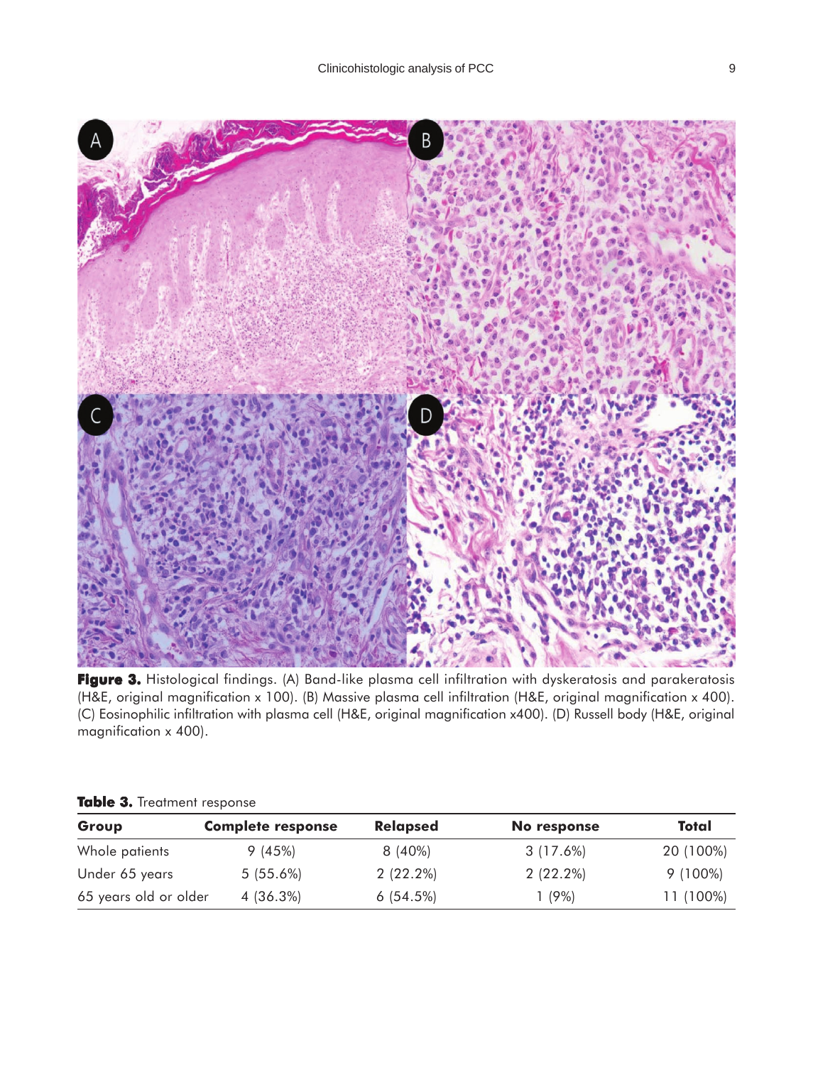**Figure 3.** Histological findings. (A) Band-like plasma cell infiltration with dyskeratosis and parakeratosis (H&E, original magnification x 100). (B) Massive plasma cell infiltration (H&E, original magnification x 400). (C) Eosinophilic infiltration with plasma cell (H&E, original magnification x400). (D) Russell body (H&E, original magnification x 400).

**Table 3.** Treatment response

| Group | Complete response | Relapsed | No response | Total |
|---|---|---|---|---|
| Whole patients | 9 (45%) | 8 (40%) | 3 (17.6%) | 20 (100%) |
| Under 65 years | 5 (55.6%) | 2 (22.2%) | 2 (22.2%) | 9 (100%) |
| 65 years old or older | 4 (36.3%) | 6 (54.5%) | 1 (9%) | 11 (100%) |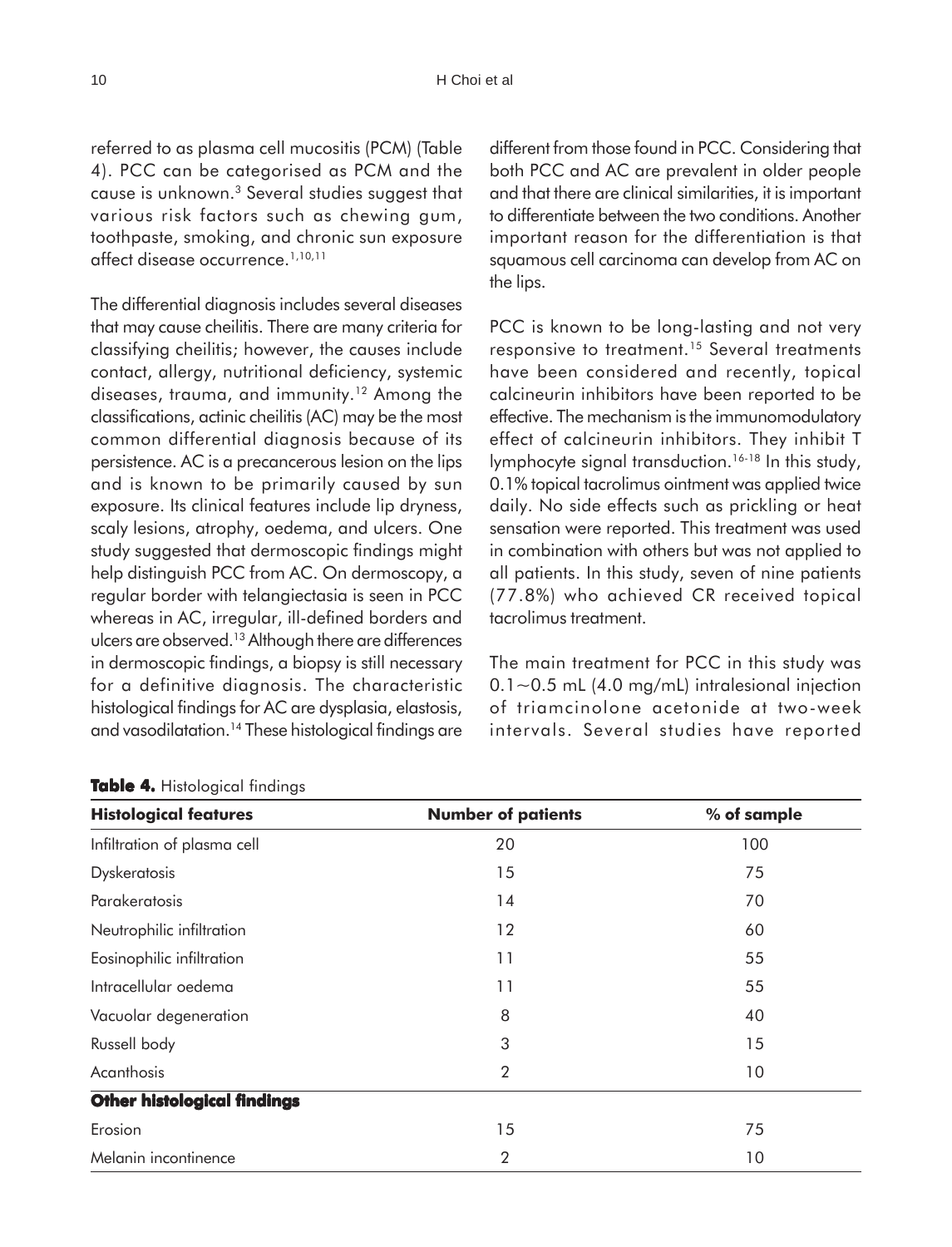referred to as plasma cell mucositis (PCM) (Table 4). PCC can be categorised as PCM and the cause is unknown.[3] Several studies suggest that various risk factors such as chewing gum, toothpaste, smoking, and chronic sun exposure affect disease occurrence.[1,10,11]

The differential diagnosis includes several diseases that may cause cheilitis. There are many criteria for classifying cheilitis; however, the causes include contact, allergy, nutritional deficiency, systemic diseases, trauma, and immunity.[12] Among the classifications, actinic cheilitis (AC) may be the most common differential diagnosis because of its persistence. AC is a precancerous lesion on the lips and is known to be primarily caused by sun exposure. Its clinical features include lip dryness, scaly lesions, atrophy, oedema, and ulcers. One study suggested that dermoscopic findings might help distinguish PCC from AC. On dermoscopy, a regular border with telangiectasia is seen in PCC whereas in AC, irregular, ill-defined borders and ulcers are observed.[13] Although there are differences in dermoscopic findings, a biopsy is still necessary for a definitive diagnosis. The characteristic histological findings for AC are dysplasia, elastosis, and vasodilatation.[14] These histological findings are different from those found in PCC. Considering that both PCC and AC are prevalent in older people and that there are clinical similarities, it is important to differentiate between the two conditions. Another important reason for the differentiation is that squamous cell carcinoma can develop from AC on the lips.

PCC is known to be long-lasting and not very responsive to treatment.[15] Several treatments have been considered and recently, topical calcineurin inhibitors have been reported to be effective. The mechanism is the immunomodulatory effect of calcineurin inhibitors. They inhibit T lymphocyte signal transduction.[16-18] In this study, 0.1% topical tacrolimus ointment was applied twice daily. No side effects such as prickling or heat sensation were reported. This treatment was used in combination with others but was not applied to all patients. In this study, seven of nine patients (77.8%) who achieved CR received topical tacrolimus treatment.

The main treatment for PCC in this study was 0.1~0.5 mL (4.0 mg/mL) intralesional injection of triamcinolone acetonide at two-week intervals. Several studies have reported

**Table 4.** Histological findings

| **Histological features** | **Number of patients** | **% of sample** |
|---|---|---|
| Infiltration of plasma cell | 20 | 100 |
| Dyskeratosis | 15 | 75 |
| Parakeratosis | 14 | 70 |
| Neutrophilic infiltration | 12 | 60 |
| Eosinophilic infiltration | 11 | 55 |
| Intracellular oedema | 11 | 55 |
| Vacuolar degeneration | 8 | 40 |
| Russell body | 3 | 15 |
| Acanthosis | 2 | 10 |
| **Other histological findings** | | |
| Erosion | 15 | 75 |
| Melanin incontinence | 2 | 10 |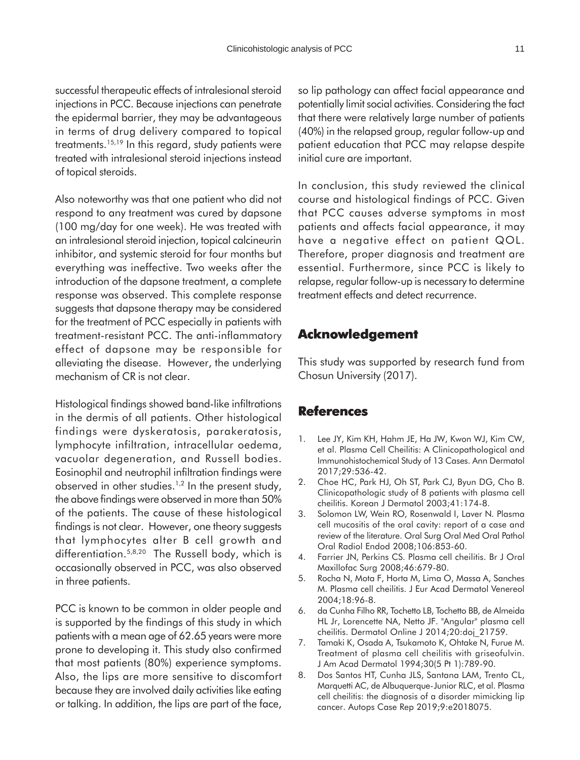successful therapeutic effects of intralesional steroid injections in PCC. Because injections can penetrate the epidermal barrier, they may be advantageous in terms of drug delivery compared to topical treatments.[15,19] In this regard, study patients were treated with intralesional steroid injections instead of topical steroids.

Also noteworthy was that one patient who did not respond to any treatment was cured by dapsone (100 mg/day for one week). He was treated with an intralesional steroid injection, topical calcineurin inhibitor, and systemic steroid for four months but everything was ineffective. Two weeks after the introduction of the dapsone treatment, a complete response was observed. This complete response suggests that dapsone therapy may be considered for the treatment of PCC especially in patients with treatment-resistant PCC. The anti-inflammatory effect of dapsone may be responsible for alleviating the disease. However, the underlying mechanism of CR is not clear.

Histological findings showed band-like infiltrations in the dermis of all patients. Other histological findings were dyskeratosis, parakeratosis, lymphocyte infiltration, intracellular oedema, vacuolar degeneration, and Russell bodies. Eosinophil and neutrophil infiltration findings were observed in other studies.[1,2] In the present study, the above findings were observed in more than 50% of the patients. The cause of these histological findings is not clear. However, one theory suggests that lymphocytes alter B cell growth and differentiation.[5,8,20] The Russell body, which is occasionally observed in PCC, was also observed in three patients.

PCC is known to be common in older people and is supported by the findings of this study in which patients with a mean age of 62.65 years were more prone to developing it. This study also confirmed that most patients (80%) experience symptoms. Also, the lips are more sensitive to discomfort because they are involved daily activities like eating or talking. In addition, the lips are part of the face, so lip pathology can affect facial appearance and potentially limit social activities. Considering the fact that there were relatively large number of patients (40%) in the relapsed group, regular follow-up and patient education that PCC may relapse despite initial cure are important.

In conclusion, this study reviewed the clinical course and histological findings of PCC. Given that PCC causes adverse symptoms in most patients and affects facial appearance, it may have a negative effect on patient QOL. Therefore, proper diagnosis and treatment are essential. Furthermore, since PCC is likely to relapse, regular follow-up is necessary to determine treatment effects and detect recurrence.

## Acknowledgement

This study was supported by research fund from Chosun University (2017).

## References

1. Lee JY, Kim KH, Hahm JE, Ha JW, Kwon WJ, Kim CW, et al. Plasma Cell Cheilitis: A Clinicopathological and Immunohistochemical Study of 13 Cases. Ann Dermatol 2017;29:536-42.
2. Choe HC, Park HJ, Oh ST, Park CJ, Byun DG, Cho B. Clinicopathologic study of 8 patients with plasma cell cheilitis. Korean J Dermatol 2003;41:174-8.
3. Solomon LW, Wein RO, Rosenwald I, Laver N. Plasma cell mucositis of the oral cavity: report of a case and review of the literature. Oral Surg Oral Med Oral Pathol Oral Radiol Endod 2008;106:853-60.
4. Farrier JN, Perkins CS. Plasma cell cheilitis. Br J Oral Maxillofac Surg 2008;46:679-80.
5. Rocha N, Mota F, Horta M, Lima O, Massa A, Sanches M. Plasma cell cheilitis. J Eur Acad Dermatol Venereol 2004;18:96-8.
6. da Cunha Filho RR, Tochetto LB, Tochetto BB, de Almeida HL Jr, Lorencette NA, Netto JF. "Angular" plasma cell cheilitis. Dermatol Online J 2014;20:doj_21759.
7. Tamaki K, Osada A, Tsukamoto K, Ohtake N, Furue M. Treatment of plasma cell cheilitis with griseofulvin. J Am Acad Dermatol 1994;30(5 Pt 1):789-90.
8. Dos Santos HT, Cunha JLS, Santana LAM, Trento CL, Marquetti AC, de Albuquerque-Junior RLC, et al. Plasma cell cheilitis: the diagnosis of a disorder mimicking lip cancer. Autops Case Rep 2019;9:e2018075.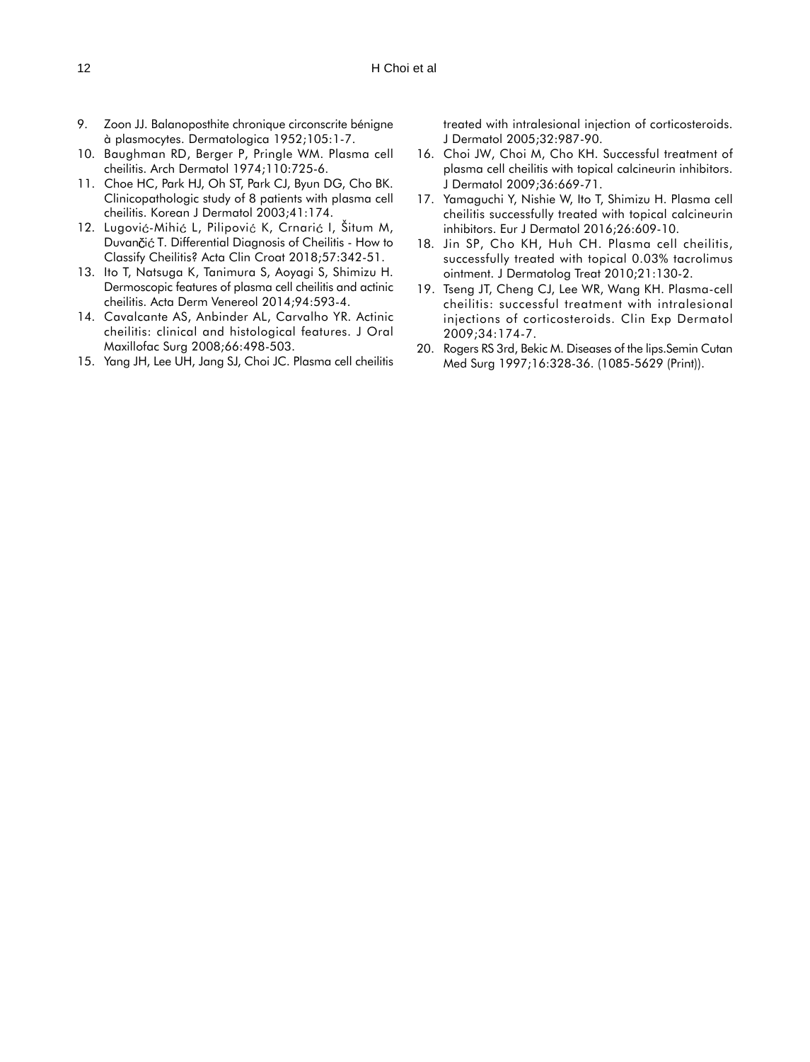9. Zoon JJ. Balanoposthite chronique circonscrite bénigne à plasmocytes. Dermatologica 1952;105:1-7.
10. Baughman RD, Berger P, Pringle WM. Plasma cell cheilitis. Arch Dermatol 1974;110:725-6.
11. Choe HC, Park HJ, Oh ST, Park CJ, Byun DG, Cho BK. Clinicopathologic study of 8 patients with plasma cell cheilitis. Korean J Dermatol 2003;41:174.
12. Lugović-Mihić L, Pilipović K, Crnarić I, Šitum M, Duvančić T. Differential Diagnosis of Cheilitis - How to Classify Cheilitis? Acta Clin Croat 2018;57:342-51.
13. Ito T, Natsuga K, Tanimura S, Aoyagi S, Shimizu H. Dermoscopic features of plasma cell cheilitis and actinic cheilitis. Acta Derm Venereol 2014;94:593-4.
14. Cavalcante AS, Anbinder AL, Carvalho YR. Actinic cheilitis: clinical and histological features. J Oral Maxillofac Surg 2008;66:498-503.
15. Yang JH, Lee UH, Jang SJ, Choi JC. Plasma cell cheilitis treated with intralesional injection of corticosteroids. J Dermatol 2005;32:987-90.
16. Choi JW, Choi M, Cho KH. Successful treatment of plasma cell cheilitis with topical calcineurin inhibitors. J Dermatol 2009;36:669-71.
17. Yamaguchi Y, Nishie W, Ito T, Shimizu H. Plasma cell cheilitis successfully treated with topical calcineurin inhibitors. Eur J Dermatol 2016;26:609-10.
18. Jin SP, Cho KH, Huh CH. Plasma cell cheilitis, successfully treated with topical 0.03% tacrolimus ointment. J Dermatolog Treat 2010;21:130-2.
19. Tseng JT, Cheng CJ, Lee WR, Wang KH. Plasma-cell cheilitis: successful treatment with intralesional injections of corticosteroids. Clin Exp Dermatol 2009;34:174-7.
20. Rogers RS 3rd, Bekic M. Diseases of the lips.Semin Cutan Med Surg 1997;16:328-36. (1085-5629 (Print)).